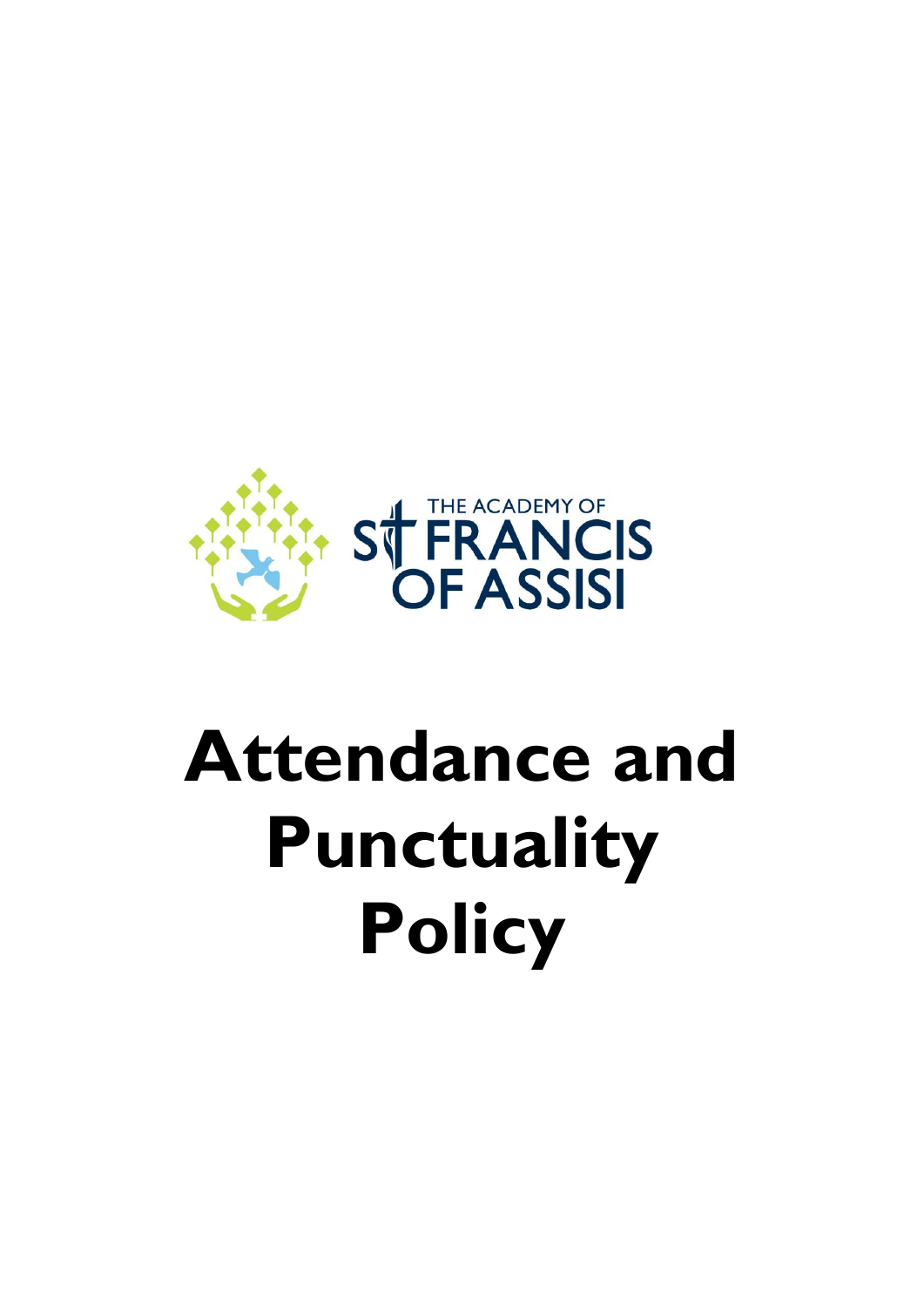THE ACADEMY OF ST FRANCIS OF ASSISI

# Attendance and Punctuality Policy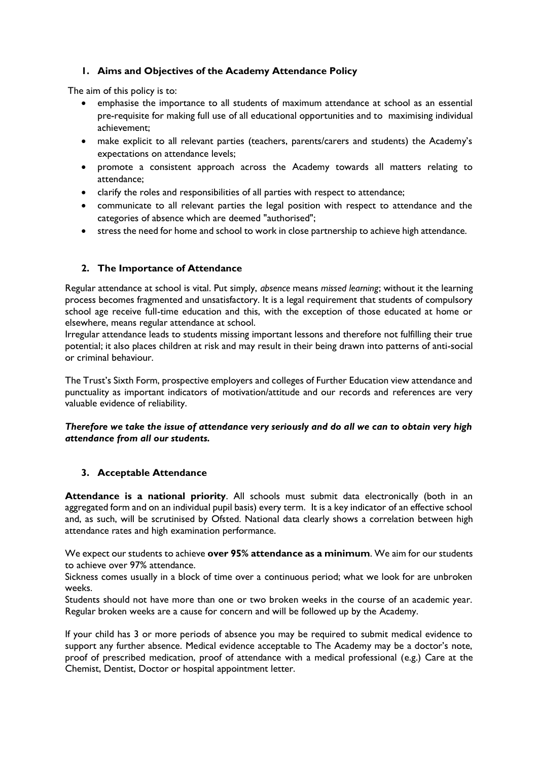## 1. Aims and Objectives of the Academy Attendance Policy

The aim of this policy is to:

- emphasise the importance to all students of maximum attendance at school as an essential pre-requisite for making full use of all educational opportunities and to maximising individual achievement;
- make explicit to all relevant parties (teachers, parents/carers and students) the Academy's expectations on attendance levels;
- promote a consistent approach across the Academy towards all matters relating to attendance;
- clarify the roles and responsibilities of all parties with respect to attendance;
- communicate to all relevant parties the legal position with respect to attendance and the categories of absence which are deemed "authorised";
- stress the need for home and school to work in close partnership to achieve high attendance.

## 2. The Importance of Attendance

Regular attendance at school is vital. Put simply, *absence* means *missed learning*; without it the learning process becomes fragmented and unsatisfactory. It is a legal requirement that students of compulsory school age receive full-time education and this, with the exception of those educated at home or elsewhere, means regular attendance at school.
Irregular attendance leads to students missing important lessons and therefore not fulfilling their true potential; it also places children at risk and may result in their being drawn into patterns of anti-social or criminal behaviour.

The Trust's Sixth Form, prospective employers and colleges of Further Education view attendance and punctuality as important indicators of motivation/attitude and our records and references are very valuable evidence of reliability.

***Therefore we take the issue of attendance very seriously and do all we can to obtain very high attendance from all our students.***

## 3. Acceptable Attendance

**Attendance is a national priority**. All schools must submit data electronically (both in an aggregated form and on an individual pupil basis) every term. It is a key indicator of an effective school and, as such, will be scrutinised by Ofsted. National data clearly shows a correlation between high attendance rates and high examination performance.

We expect our students to achieve **over 95% attendance as a minimum**. We aim for our students to achieve over 97% attendance.
Sickness comes usually in a block of time over a continuous period; what we look for are unbroken weeks.
Students should not have more than one or two broken weeks in the course of an academic year. Regular broken weeks are a cause for concern and will be followed up by the Academy.

If your child has 3 or more periods of absence you may be required to submit medical evidence to support any further absence. Medical evidence acceptable to The Academy may be a doctor's note, proof of prescribed medication, proof of attendance with a medical professional (e.g.) Care at the Chemist, Dentist, Doctor or hospital appointment letter.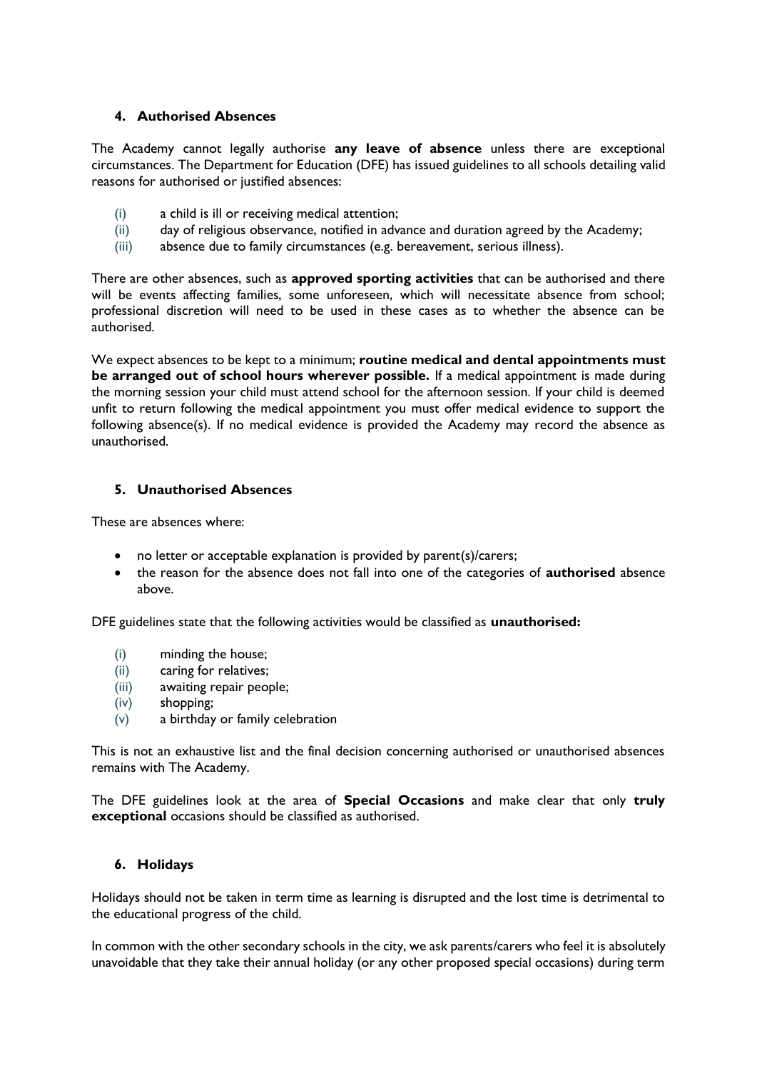## 4. Authorised Absences

The Academy cannot legally authorise **any leave of absence** unless there are exceptional circumstances. The Department for Education (DFE) has issued guidelines to all schools detailing valid reasons for authorised or justified absences:

(i) a child is ill or receiving medical attention;
(ii) day of religious observance, notified in advance and duration agreed by the Academy;
(iii) absence due to family circumstances (e.g. bereavement, serious illness).

There are other absences, such as **approved sporting activities** that can be authorised and there will be events affecting families, some unforeseen, which will necessitate absence from school; professional discretion will need to be used in these cases as to whether the absence can be authorised.

We expect absences to be kept to a minimum; **routine medical and dental appointments must be arranged out of school hours wherever possible.** If a medical appointment is made during the morning session your child must attend school for the afternoon session. If your child is deemed unfit to return following the medical appointment you must offer medical evidence to support the following absence(s). If no medical evidence is provided the Academy may record the absence as unauthorised.

## 5. Unauthorised Absences

These are absences where:

- no letter or acceptable explanation is provided by parent(s)/carers;
- the reason for the absence does not fall into one of the categories of **authorised** absence above.

DFE guidelines state that the following activities would be classified as **unauthorised:**

(i) minding the house;
(ii) caring for relatives;
(iii) awaiting repair people;
(iv) shopping;
(v) a birthday or family celebration

This is not an exhaustive list and the final decision concerning authorised or unauthorised absences remains with The Academy.

The DFE guidelines look at the area of **Special Occasions** and make clear that only **truly exceptional** occasions should be classified as authorised.

## 6. Holidays

Holidays should not be taken in term time as learning is disrupted and the lost time is detrimental to the educational progress of the child.

In common with the other secondary schools in the city, we ask parents/carers who feel it is absolutely unavoidable that they take their annual holiday (or any other proposed special occasions) during term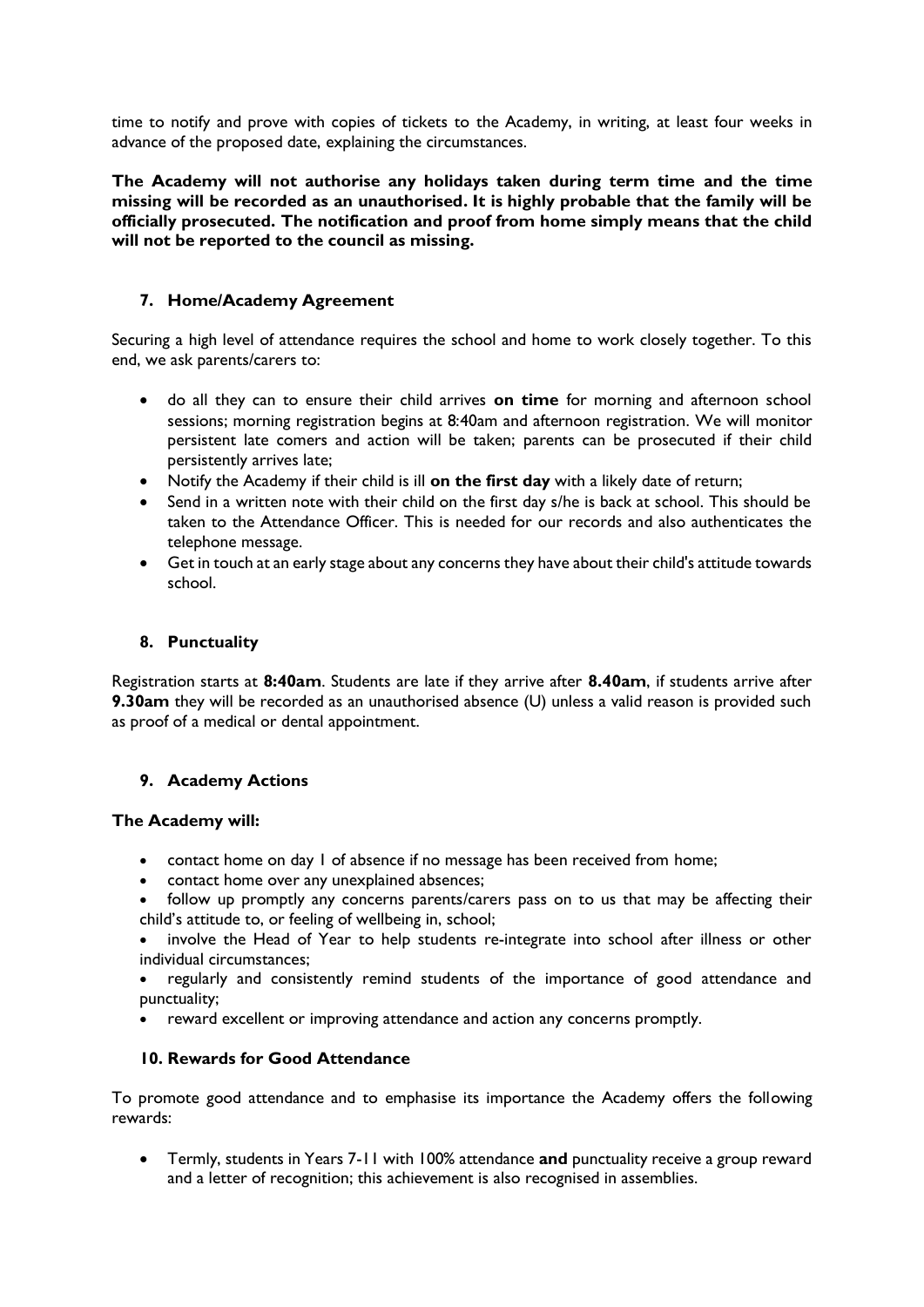time to notify and prove with copies of tickets to the Academy, in writing, at least four weeks in advance of the proposed date, explaining the circumstances.

**The Academy will not authorise any holidays taken during term time and the time missing will be recorded as an unauthorised. It is highly probable that the family will be officially prosecuted. The notification and proof from home simply means that the child will not be reported to the council as missing.**

## 7. Home/Academy Agreement

Securing a high level of attendance requires the school and home to work closely together. To this end, we ask parents/carers to:

- do all they can to ensure their child arrives **on time** for morning and afternoon school sessions; morning registration begins at 8:40am and afternoon registration. We will monitor persistent late comers and action will be taken; parents can be prosecuted if their child persistently arrives late;
- Notify the Academy if their child is ill **on the first day** with a likely date of return;
- Send in a written note with their child on the first day s/he is back at school. This should be taken to the Attendance Officer. This is needed for our records and also authenticates the telephone message.
- Get in touch at an early stage about any concerns they have about their child's attitude towards school.

## 8. Punctuality

Registration starts at **8:40am**. Students are late if they arrive after **8.40am**, if students arrive after **9.30am** they will be recorded as an unauthorised absence (U) unless a valid reason is provided such as proof of a medical or dental appointment.

## 9. Academy Actions

**The Academy will:**

- contact home on day 1 of absence if no message has been received from home;
- contact home over any unexplained absences;
- follow up promptly any concerns parents/carers pass on to us that may be affecting their child's attitude to, or feeling of wellbeing in, school;
- involve the Head of Year to help students re-integrate into school after illness or other individual circumstances;
- regularly and consistently remind students of the importance of good attendance and punctuality;
- reward excellent or improving attendance and action any concerns promptly.

## 10. Rewards for Good Attendance

To promote good attendance and to emphasise its importance the Academy offers the following rewards:

- Termly, students in Years 7-11 with 100% attendance **and** punctuality receive a group reward and a letter of recognition; this achievement is also recognised in assemblies.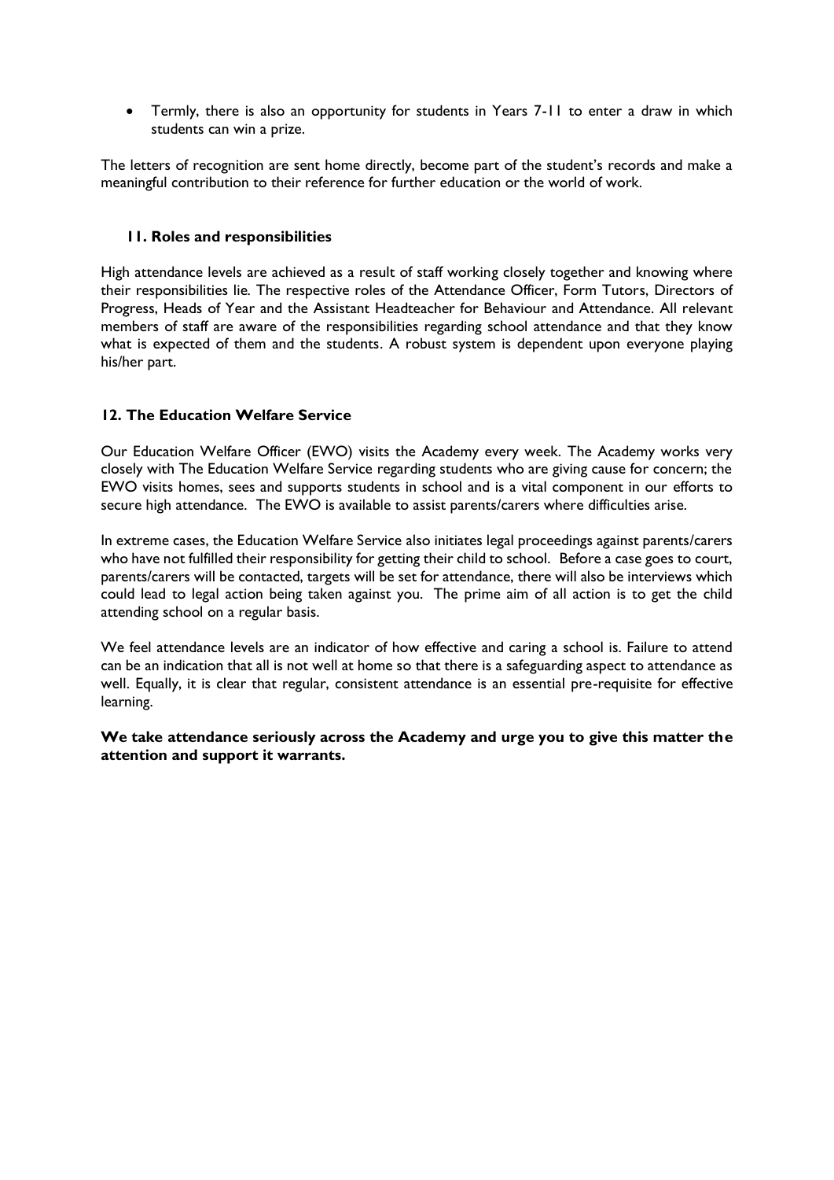- Termly, there is also an opportunity for students in Years 7-11 to enter a draw in which students can win a prize.

The letters of recognition are sent home directly, become part of the student's records and make a meaningful contribution to their reference for further education or the world of work.

## 11. Roles and responsibilities

High attendance levels are achieved as a result of staff working closely together and knowing where their responsibilities lie. The respective roles of the Attendance Officer, Form Tutors, Directors of Progress, Heads of Year and the Assistant Headteacher for Behaviour and Attendance. All relevant members of staff are aware of the responsibilities regarding school attendance and that they know what is expected of them and the students. A robust system is dependent upon everyone playing his/her part.

## 12. The Education Welfare Service

Our Education Welfare Officer (EWO) visits the Academy every week. The Academy works very closely with The Education Welfare Service regarding students who are giving cause for concern; the EWO visits homes, sees and supports students in school and is a vital component in our efforts to secure high attendance. The EWO is available to assist parents/carers where difficulties arise.

In extreme cases, the Education Welfare Service also initiates legal proceedings against parents/carers who have not fulfilled their responsibility for getting their child to school. Before a case goes to court, parents/carers will be contacted, targets will be set for attendance, there will also be interviews which could lead to legal action being taken against you. The prime aim of all action is to get the child attending school on a regular basis.

We feel attendance levels are an indicator of how effective and caring a school is. Failure to attend can be an indication that all is not well at home so that there is a safeguarding aspect to attendance as well. Equally, it is clear that regular, consistent attendance is an essential pre-requisite for effective learning.

**We take attendance seriously across the Academy and urge you to give this matter the attention and support it warrants.**